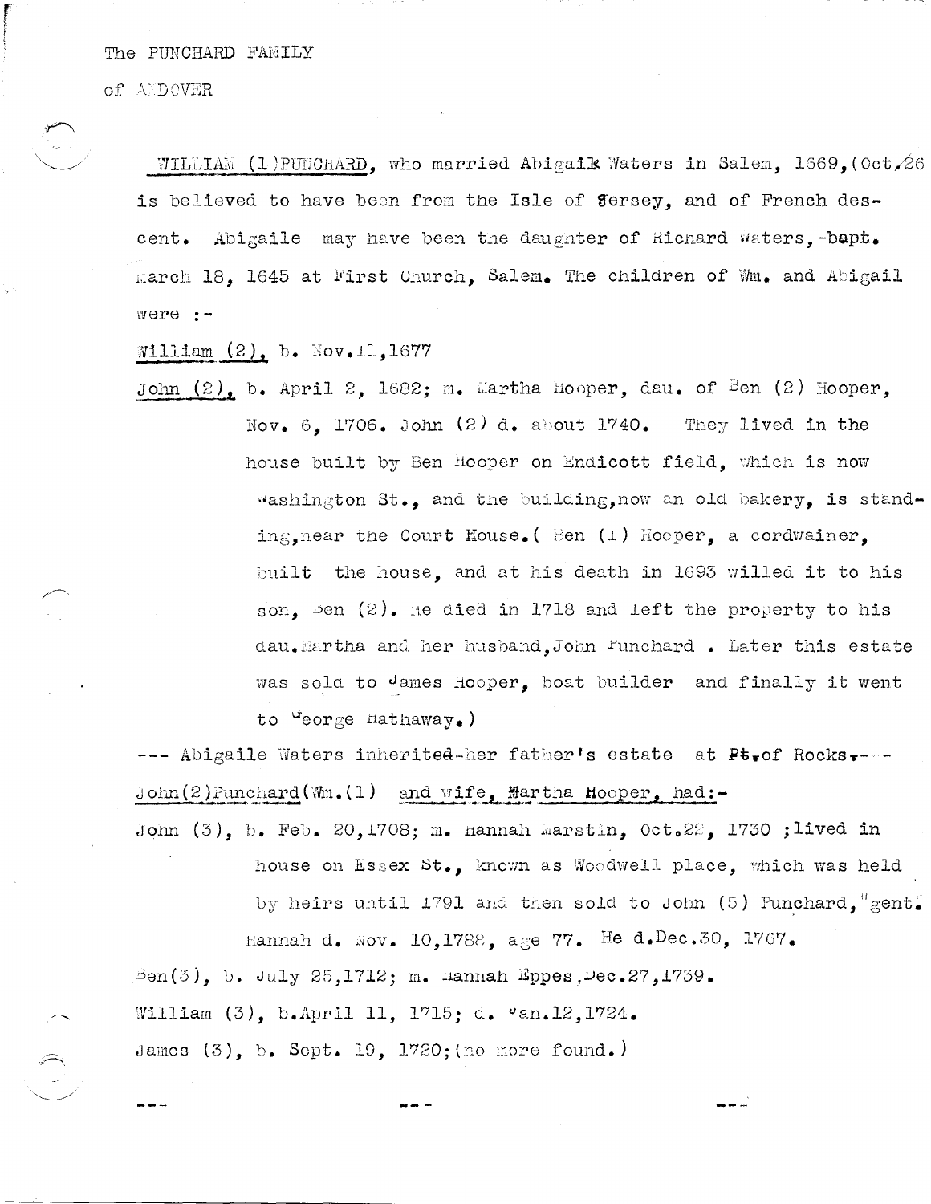The PUNCHARD FAMILY

of ANDOVER

WILLIAM (1)PUNCHARD, who married Abigail Waters in Salem, 1669,(Oct.26 is believed to have been from the Isle of Jersey, and of French descent. Abigaile may have been the daughter of Richard Waters,-bapt. March 18, 1645 at First Church, Salem. The children of Wm. and Abigail were :-

William (2), b. Nov.11,1677

John (2), b. April 2, 1682; m. Martha Hooper, dau. of Ben (2) Hooper, Nov. 6, 1706. John (2) d. about 1740. They lived in the house built by Ben Hooper on Endicott field, which is now Washington St., and the building,now an old bakery, is standing,near the Court House.( Ben (1) Hooper, a cordwainer, built the house, and at his death in 1693 willed it to his son, Ben (2). He died in 1718 and left the property to his dau.Martha and her husband,John Punchard . Later this estate was sold to James Hooper, boat builder and finally it went to George Hathaway.)

--- Abigaile Waters inherited her father's estate at Pt.of Rocks.--

John(2)Punchard(Wm.(1) and wife, Martha Hooper, had:-

John (3), b. Feb. 20,1708; m. Hannah Marstin, Oct.22, 1730 ;lived in house on Essex St., known as Woodwell place, which was held by heirs until 1791 and then sold to John (5) Punchard,"gent." Hannah d. Nov. 10,1788, age 77. He d.Dec.30, 1767.

Ben(3), b. July 25,1712; m. Hannah Eppes,Dec.27,1739.

William (3), b.April 11, 1715; d. Jan.12,1724.

James (3), b. Sept. 19, 1720;(no more found.)

--- --- ---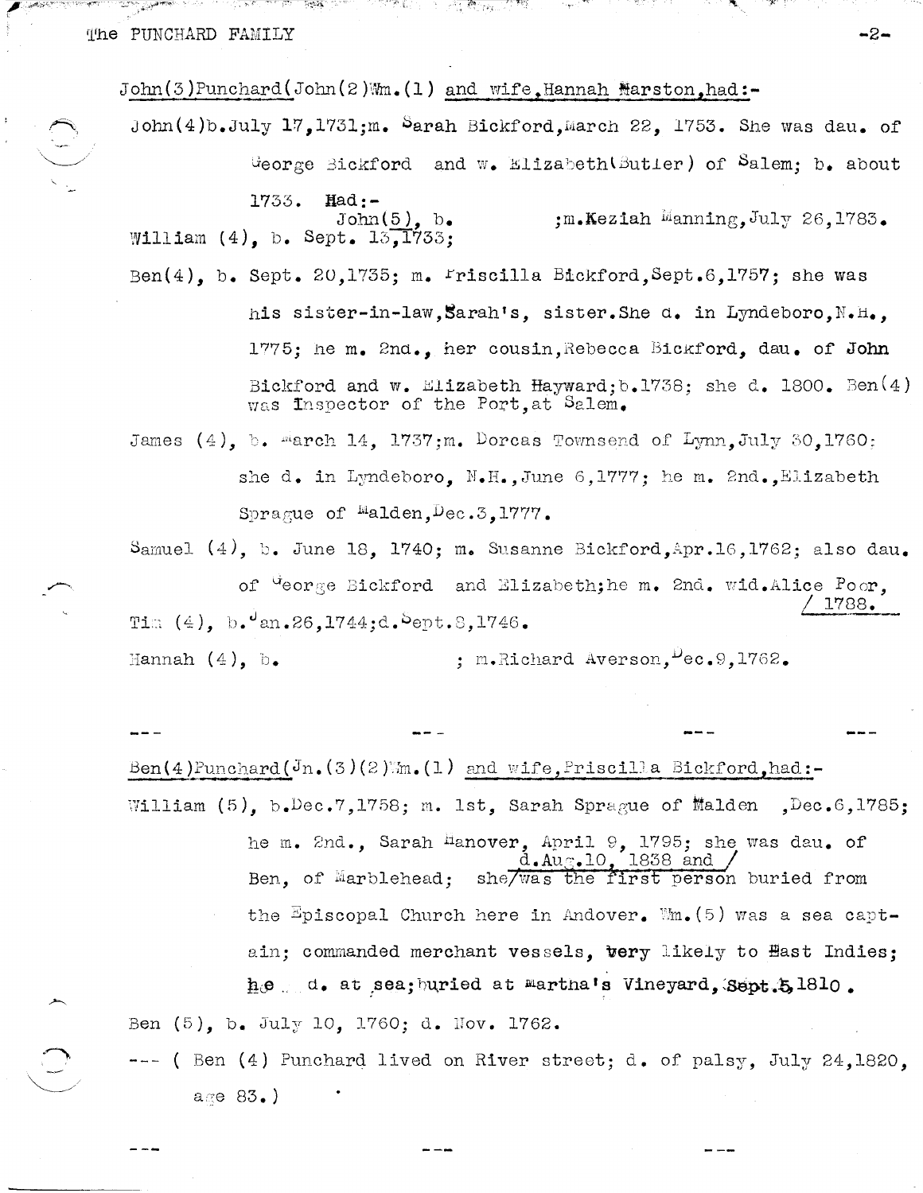John(3)Punchard(John(2)Wm.(1) and wife,Hannah Marston,had:-

John(4)b.July 17,1731;m. Sarah Bickford,March 22, 1753. She was dau. of George Bickford and w. Elizabeth(Butler) of Salem; b. about 1733. Had:-
John(5), b. ;m.Keziah Manning,July 26,1783.

William (4), b. Sept. 13,1733;

Ben(4), b. Sept. 20,1735; m. Priscilla Bickford,Sept.6,1757; she was his sister-in-law,Sarah's, sister.She d. in Lyndeboro,N.H., 1775; he m. 2nd., her cousin,Rebecca Bickford, dau. of John Bickford and w. Elizabeth Hayward;b.1738; she d. 1800. Ben(4) was Inspector of the Port,at Salem.

James (4), b. March 14, 1737;m. Dorcas Townsend of Lynn,July 30,1760; she d. in Lyndeboro, N.H.,June 6,1777; he m. 2nd.,Elizabeth Sprague of Malden,Dec.3,1777.

Samuel (4), b. June 18, 1740; m. Susanne Bickford,Apr.16,1762; also dau. of George Bickford and Elizabeth;he m. 2nd. wid.Alice Poor, 1788.

Tim (4), b.Jan.26,1744;d.Sept.8,1746.

Hannah (4), b. ; m.Richard Averson,Dec.9,1762.

--- --- --- ---

Ben(4)Punchard(Jn.(3)(2)Wm.(1) and wife,Priscilla Bickford,had:-

William (5), b.Dec.7,1758; m. 1st, Sarah Sprague of Malden ,Dec.6,1785; he m. 2nd., Sarah Hanover, April 9, 1795; she was dau. of Ben, of Marblehead; she d.Aug.10, 1838 and was the first person buried from the Episcopal Church here in Andover. Wm.(5) was a sea captain; commanded merchant vessels, very likely to East Indies; he d. at sea;buried at Martha's Vineyard,Sept.5,1810.

Ben (5), b. July 10, 1760; d. Nov. 1762.

--- ( Ben (4) Punchard lived on River street; d. of palsy, July 24,1820, age 83.)

--- --- ---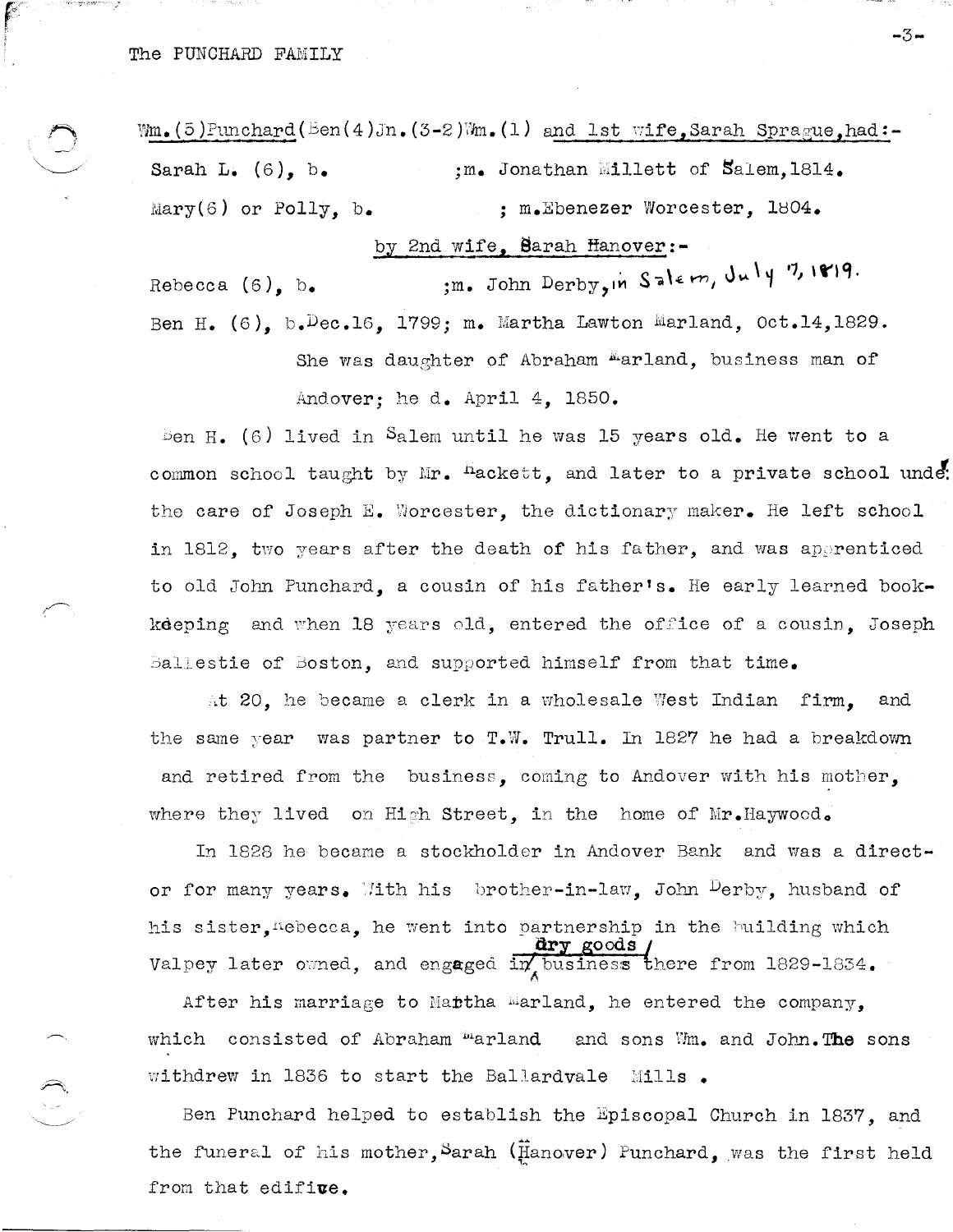Wm.(5)Punchard(Ben(4)Jn.(3-2)Wm.(1) and 1st wife, Sarah Sprague, had:-

Sarah L. (6), b. ;m. Jonathan Millett of Salem, 1814.

Mary(6) or Polly, b. ; m. Ebenezer Worcester, 1804.

by 2nd wife, Sarah Hanover:-

Rebecca (6), b. ;m. John Derby, in Salem, July 7, 1819.

Ben H. (6), b. Dec.16, 1799; m. Martha Lawton Marland, Oct.14, 1829.
She was daughter of Abraham Marland, business man of Andover; he d. April 4, 1850.

Ben H. (6) lived in Salem until he was 15 years old. He went to a common school taught by Mr. Hackett, and later to a private school under the care of Joseph E. Worcester, the dictionary maker. He left school in 1812, two years after the death of his father, and was apprenticed to old John Punchard, a cousin of his father's. He early learned bookkeeping and when 18 years old, entered the office of a cousin, Joseph Ballestie of Boston, and supported himself from that time.

At 20, he became a clerk in a wholesale West Indian firm, and the same year was partner to T.W. Trull. In 1827 he had a breakdown and retired from the business, coming to Andover with his mother, where they lived on High Street, in the home of Mr. Haywood.

In 1828 he became a stockholder in Andover Bank and was a director for many years. With his brother-in-law, John Derby, husband of his sister, Rebecca, he went into partnership in the building which Valpey later owned, and engaged in dry goods business there from 1829-1834.

After his marriage to Martha Marland, he entered the company, which consisted of Abraham Marland and sons Wm. and John. The sons withdrew in 1836 to start the Ballardvale Mills.

Ben Punchard helped to establish the Episcopal Church in 1837, and the funeral of his mother, Sarah (Hanover) Punchard, was the first held from that edifice.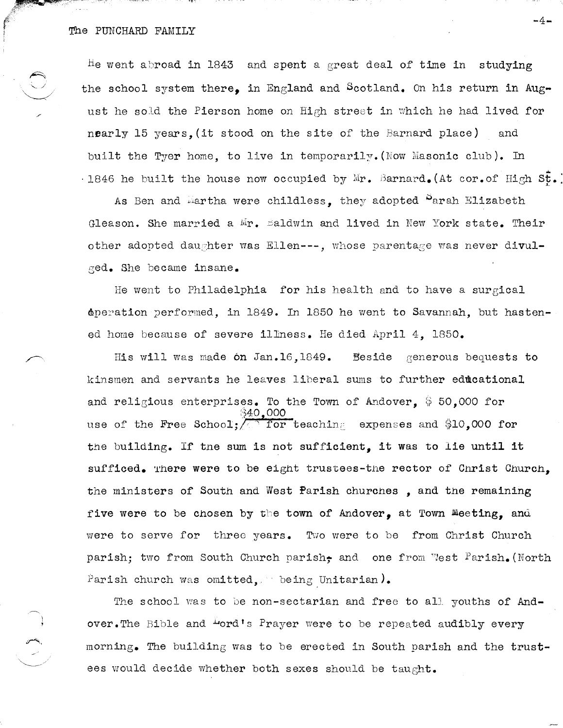He went abroad in 1843 and spent a great deal of time in studying the school system there, in England and Scotland. On his return in August he sold the Pierson home on High street in which he had lived for nearly 15 years, (it stood on the site of the Barnard place) and built the Tyer home, to live in temporarily. (Now Masonic club). In 1846 he built the house now occupied by Mr. Barnard. (At cor. of High St.)

As Ben and Martha were childless, they adopted Sarah Elizabeth Gleason. She married a Mr. Baldwin and lived in New York state. Their other adopted daughter was Ellen---, whose parentage was never divulged. She became insane.

He went to Philadelphia for his health and to have a surgical operation performed, in 1849. In 1850 he went to Savannah, but hastened home because of severe illness. He died April 4, 1850.

His will was made on Jan. 16, 1849. Beside generous bequests to kinsmen and servants he leaves liberal sums to further educational and religious enterprises. To the Town of Andover, $ 50,000 for use of the Free School; $40,000 for teaching expenses and $10,000 for the building. If the sum is not sufficient, it was to lie until it sufficed. There were to be eight trustees-the rector of Christ Church, the ministers of South and West Parish churches , and the remaining five were to be chosen by the town of Andover, at Town Meeting, and were to serve for three years. Two were to be from Christ Church parish; two from South Church parish, and one from West Parish. (North Parish church was omitted, being Unitarian).

The school was to be non-sectarian and free to all youths of Andover. The Bible and Lord's Prayer were to be repeated audibly every morning. The building was to be erected in South parish and the trustees would decide whether both sexes should be taught.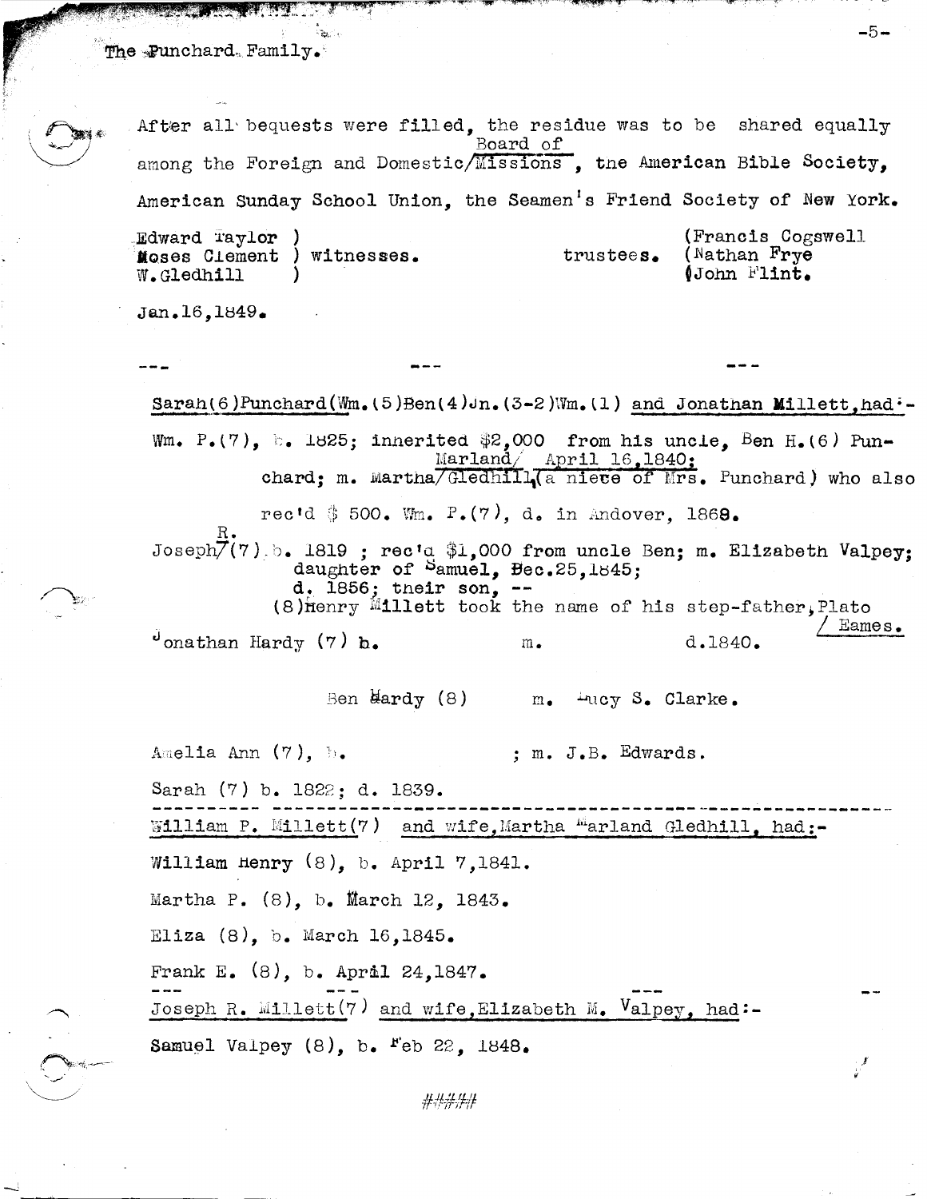After all bequests were filled, the residue was to be shared equally among the Foreign and Domestic ~~Missions~~ Board of Missions, the American Bible Society, American Sunday School Union, the Seamen's Friend Society of New York.

Edward Taylor )
Moses Clement ) witnesses.
W.Gledhill )

trustees. (Francis Cogswell
(Nathan Frye
(John Flint.

Jan.16,1849.

--- --- ---

Sarah(6)Punchard(Wm.(5)Ben(4)Jn.(3-2)Wm.(1) and Jonathan Millett,had:-

Wm. P.(7), b. 1825; inherited $2,000 from his uncle, Ben H.(6) Punchard; m. Martha Marland Gledhill, April 16,1840; (a niece of Mrs. Punchard) who also rec'd $ 500. Wm. P.(7), d. in Andover, 1868.

Joseph R.(7) b. 1819 ; rec'd $1,000 from uncle Ben; m. Elizabeth Valpey; daughter of Samuel, Dec.25,1845;
d. 1856; their son, --
(8)Henry Millett took the name of his step-father, Plato Eames.

Jonathan Hardy (7) b. m. d.1840.

Ben Hardy (8) m. Lucy S. Clarke.

Amelia Ann (7), b. ; m. J.B. Edwards.

Sarah (7) b. 1822; d. 1839.

---

William P. Millett(7) and wife,Martha Marland Gledhill, had:-

William Henry (8), b. April 7,1841.

Martha P. (8), b. March 12, 1843.

Eliza (8), b. March 16,1845.

Frank E. (8), b. April 24,1847.

--- --- --- --

Joseph R. Millett(7) and wife,Elizabeth M. Valpey, had:-

Samuel Valpey (8), b. Feb 22, 1848.

####